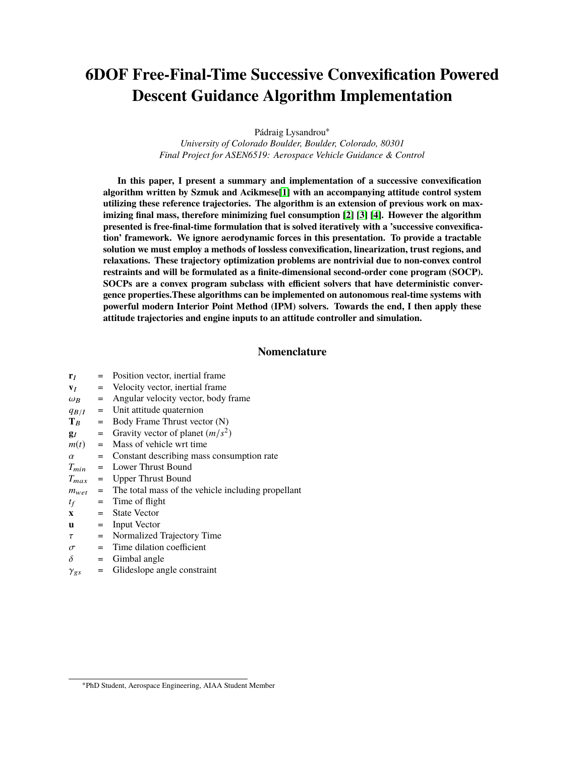# 6DOF Free-Final-Time Successive Convexification Powered Descent Guidance Algorithm Implementation

Pádraig Lysandrou*

*University of Colorado Boulder, Boulder, Colorado, 80301*
*Final Project for ASEN6519: Aerospace Vehicle Guidance & Control*

**In this paper, I present a summary and implementation of a successive convexification algorithm written by Szmuk and Acikmese[1] with an accompanying attitude control system utilizing these reference trajectories. The algorithm is an extension of previous work on maximizing final mass, therefore minimizing fuel consumption [2] [3] [4]. However the algorithm presented is free-final-time formulation that is solved iteratively with a 'successive convexification' framework. We ignore aerodynamic forces in this presentation. To provide a tractable solution we must employ a methods of lossless convexification, linearization, trust regions, and relaxations. These trajectory optimization problems are nontrivial due to non-convex control restraints and will be formulated as a finite-dimensional second-order cone program (SOCP). SOCPs are a convex program subclass with efficient solvers that have deterministic convergence properties.These algorithms can be implemented on autonomous real-time systems with powerful modern Interior Point Method (IPM) solvers. Towards the end, I then apply these attitude trajectories and engine inputs to an attitude controller and simulation.**

## Nomenclature

| | | |
|---|---|---|
| $\mathbf{r}_I$ | = | Position vector, inertial frame |
| $\mathbf{v}_I$ | = | Velocity vector, inertial frame |
| $\omega_B$ | = | Angular velocity vector, body frame |
| $q_{B/I}$ | = | Unit attitude quaternion |
| $\mathbf{T}_B$ | = | Body Frame Thrust vector (N) |
| $\mathbf{g}_I$ | = | Gravity vector of planet ($m/s^2$) |
| $m(t)$ | = | Mass of vehicle wrt time |
| $\alpha$ | = | Constant describing mass consumption rate |
| $T_{min}$ | = | Lower Thrust Bound |
| $T_{max}$ | = | Upper Thrust Bound |
| $m_{wet}$ | = | The total mass of the vehicle including propellant |
| $t_f$ | = | Time of flight |
| $\mathbf{x}$ | = | State Vector |
| $\mathbf{u}$ | = | Input Vector |
| $\tau$ | = | Normalized Trajectory Time |
| $\sigma$ | = | Time dilation coefficient |
| $\delta$ | = | Gimbal angle |
| $\gamma_{gs}$ | = | Glideslope angle constraint |

*PhD Student, Aerospace Engineering, AIAA Student Member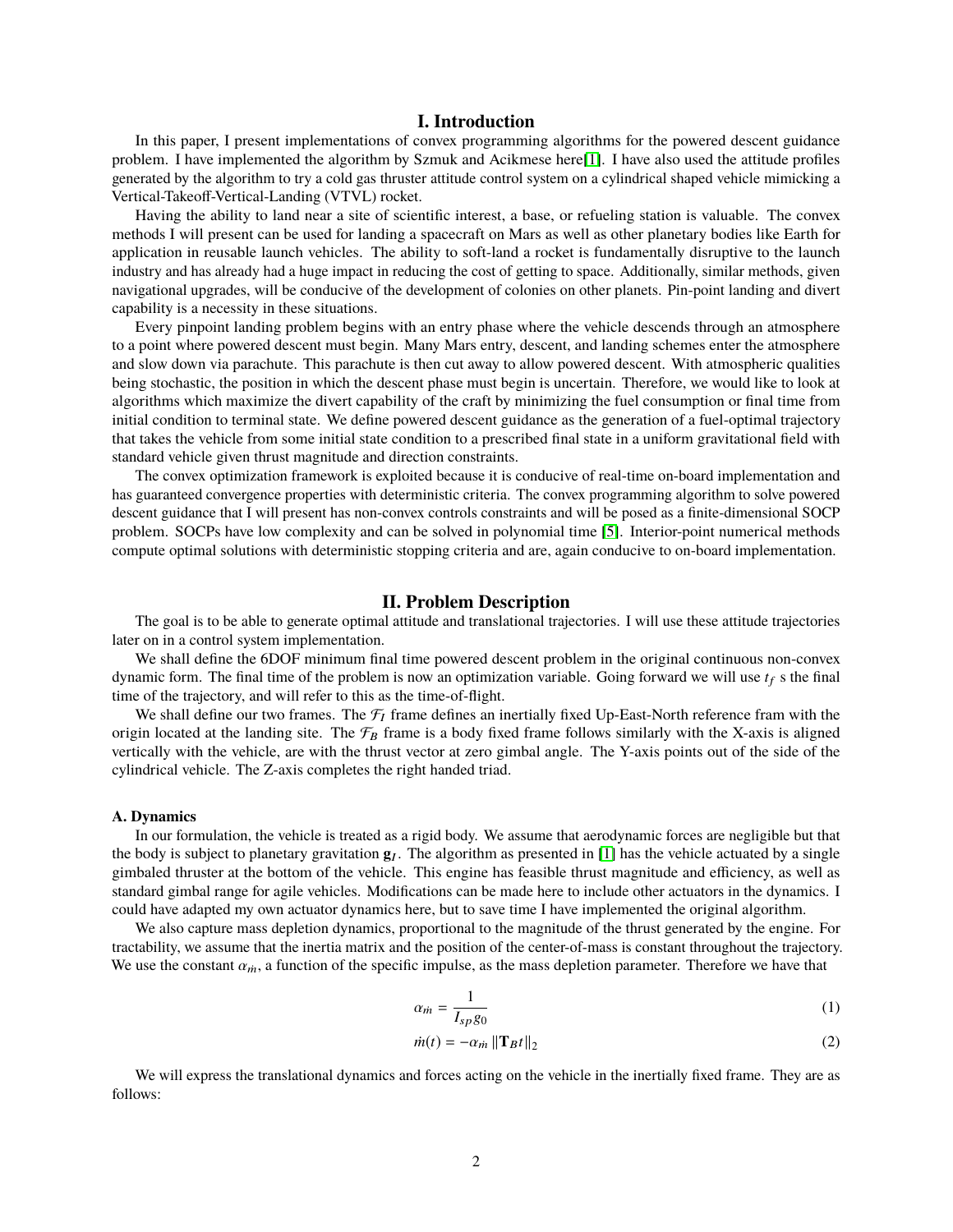# I. Introduction

In this paper, I present implementations of convex programming algorithms for the powered descent guidance problem. I have implemented the algorithm by Szmuk and Acikmese here[1]. I have also used the attitude profiles generated by the algorithm to try a cold gas thruster attitude control system on a cylindrical shaped vehicle mimicking a Vertical-Takeoff-Vertical-Landing (VTVL) rocket.

Having the ability to land near a site of scientific interest, a base, or refueling station is valuable. The convex methods I will present can be used for landing a spacecraft on Mars as well as other planetary bodies like Earth for application in reusable launch vehicles. The ability to soft-land a rocket is fundamentally disruptive to the launch industry and has already had a huge impact in reducing the cost of getting to space. Additionally, similar methods, given navigational upgrades, will be conducive of the development of colonies on other planets. Pin-point landing and divert capability is a necessity in these situations.

Every pinpoint landing problem begins with an entry phase where the vehicle descends through an atmosphere to a point where powered descent must begin. Many Mars entry, descent, and landing schemes enter the atmosphere and slow down via parachute. This parachute is then cut away to allow powered descent. With atmospheric qualities being stochastic, the position in which the descent phase must begin is uncertain. Therefore, we would like to look at algorithms which maximize the divert capability of the craft by minimizing the fuel consumption or final time from initial condition to terminal state. We define powered descent guidance as the generation of a fuel-optimal trajectory that takes the vehicle from some initial state condition to a prescribed final state in a uniform gravitational field with standard vehicle given thrust magnitude and direction constraints.

The convex optimization framework is exploited because it is conducive of real-time on-board implementation and has guaranteed convergence properties with deterministic criteria. The convex programming algorithm to solve powered descent guidance that I will present has non-convex controls constraints and will be posed as a finite-dimensional SOCP problem. SOCPs have low complexity and can be solved in polynomial time [5]. Interior-point numerical methods compute optimal solutions with deterministic stopping criteria and are, again conducive to on-board implementation.

# II. Problem Description

The goal is to be able to generate optimal attitude and translational trajectories. I will use these attitude trajectories later on in a control system implementation.

We shall define the 6DOF minimum final time powered descent problem in the original continuous non-convex dynamic form. The final time of the problem is now an optimization variable. Going forward we will use $t_f$ s the final time of the trajectory, and will refer to this as the time-of-flight.

We shall define our two frames. The $\mathcal{F}_I$ frame defines an inertially fixed Up-East-North reference fram with the origin located at the landing site. The $\mathcal{F}_B$ frame is a body fixed frame follows similarly with the X-axis is aligned vertically with the vehicle, are with the thrust vector at zero gimbal angle. The Y-axis points out of the side of the cylindrical vehicle. The Z-axis completes the right handed triad.

### A. Dynamics

In our formulation, the vehicle is treated as a rigid body. We assume that aerodynamic forces are negligible but that the body is subject to planetary gravitation $\mathbf{g}_I$. The algorithm as presented in [1] has the vehicle actuated by a single gimbaled thruster at the bottom of the vehicle. This engine has feasible thrust magnitude and efficiency, as well as standard gimbal range for agile vehicles. Modifications can be made here to include other actuators in the dynamics. I could have adapted my own actuator dynamics here, but to save time I have implemented the original algorithm.

We also capture mass depletion dynamics, proportional to the magnitude of the thrust generated by the engine. For tractability, we assume that the inertia matrix and the position of the center-of-mass is constant throughout the trajectory. We use the constant $\alpha_{\dot{m}}$, a function of the specific impulse, as the mass depletion parameter. Therefore we have that

$$\alpha_{\dot{m}} = \frac{1}{I_{sp} g_0} \tag{1}$$

$$\dot{m}(t) = -\alpha_{\dot{m}} \left\| \mathbf{T}_B t \right\|_2 \tag{2}$$

We will express the translational dynamics and forces acting on the vehicle in the inertially fixed frame. They are as follows: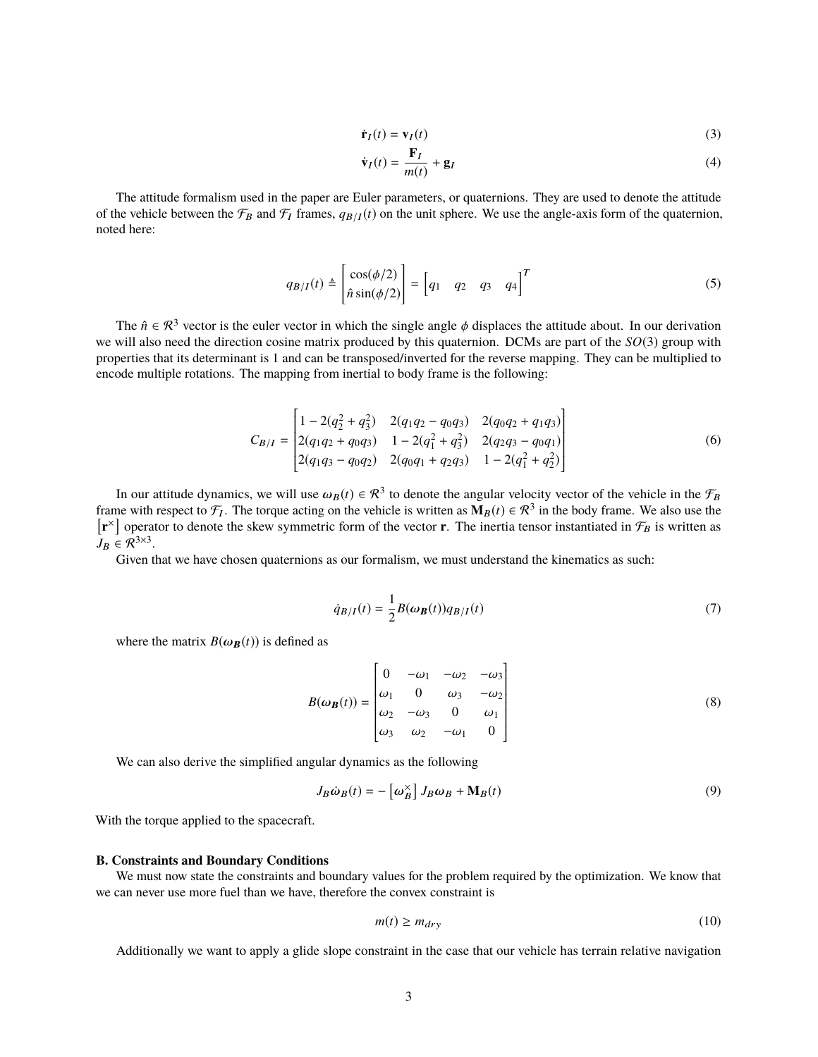$$\dot{\mathbf{r}}_I(t) = \mathbf{v}_I(t) \tag{3}$$

$$\dot{\mathbf{v}}_I(t) = \frac{\mathbf{F}_I}{m(t)} + \mathbf{g}_I \tag{4}$$

The attitude formalism used in the paper are Euler parameters, or quaternions. They are used to denote the attitude of the vehicle between the $\mathcal{F}_B$ and $\mathcal{F}_I$ frames, $q_{B/I}(t)$ on the unit sphere. We use the angle-axis form of the quaternion, noted here:

$$q_{B/I}(t) \triangleq \begin{bmatrix} \cos(\phi/2) \\ \hat{n}\sin(\phi/2) \end{bmatrix} = \begin{bmatrix} q_1 & q_2 & q_3 & q_4 \end{bmatrix}^T \tag{5}$$

The $\hat{n} \in \mathcal{R}^3$ vector is the euler vector in which the single angle $\phi$ displaces the attitude about. In our derivation we will also need the direction cosine matrix produced by this quaternion. DCMs are part of the $SO(3)$ group with properties that its determinant is 1 and can be transposed/inverted for the reverse mapping. They can be multiplied to encode multiple rotations. The mapping from inertial to body frame is the following:

$$C_{B/I} = \begin{bmatrix} 1 - 2(q_2^2 + q_3^2) & 2(q_1q_2 - q_0q_3) & 2(q_0q_2 + q_1q_3) \\ 2(q_1q_2 + q_0q_3) & 1 - 2(q_1^2 + q_3^2) & 2(q_2q_3 - q_0q_1) \\ 2(q_1q_3 - q_0q_2) & 2(q_0q_1 + q_2q_3) & 1 - 2(q_1^2 + q_2^2) \end{bmatrix} \tag{6}$$

In our attitude dynamics, we will use $\boldsymbol{\omega}_B(t) \in \mathcal{R}^3$ to denote the angular velocity vector of the vehicle in the $\mathcal{F}_B$ frame with respect to $\mathcal{F}_I$. The torque acting on the vehicle is written as $\mathbf{M}_B(t) \in \mathcal{R}^3$ in the body frame. We also use the $\left[\mathbf{r}^\times\right]$ operator to denote the skew symmetric form of the vector $\mathbf{r}$. The inertia tensor instantiated in $\mathcal{F}_B$ is written as $J_B \in \mathcal{R}^{3\times3}$.

Given that we have chosen quaternions as our formalism, we must understand the kinematics as such:

$$\dot{q}_{B/I}(t) = \frac{1}{2}B(\boldsymbol{\omega_B}(t))q_{B/I}(t) \tag{7}$$

where the matrix $B(\boldsymbol{\omega_B}(t))$ is defined as

$$B(\boldsymbol{\omega_B}(t)) = \begin{bmatrix} 0 & -\omega_1 & -\omega_2 & -\omega_3 \\ \omega_1 & 0 & \omega_3 & -\omega_2 \\ \omega_2 & -\omega_3 & 0 & \omega_1 \\ \omega_3 & \omega_2 & -\omega_1 & 0 \end{bmatrix} \tag{8}$$

We can also derive the simplified angular dynamics as the following

$$J_B\dot{\omega}_B(t) = -\left[\boldsymbol{\omega}_B^\times\right] J_B\boldsymbol{\omega}_B + \mathbf{M}_B(t) \tag{9}$$

With the torque applied to the spacecraft.

### B. Constraints and Boundary Conditions

We must now state the constraints and boundary values for the problem required by the optimization. We know that we can never use more fuel than we have, therefore the convex constraint is

$$m(t) \geq m_{dry} \tag{10}$$

Additionally we want to apply a glide slope constraint in the case that our vehicle has terrain relative navigation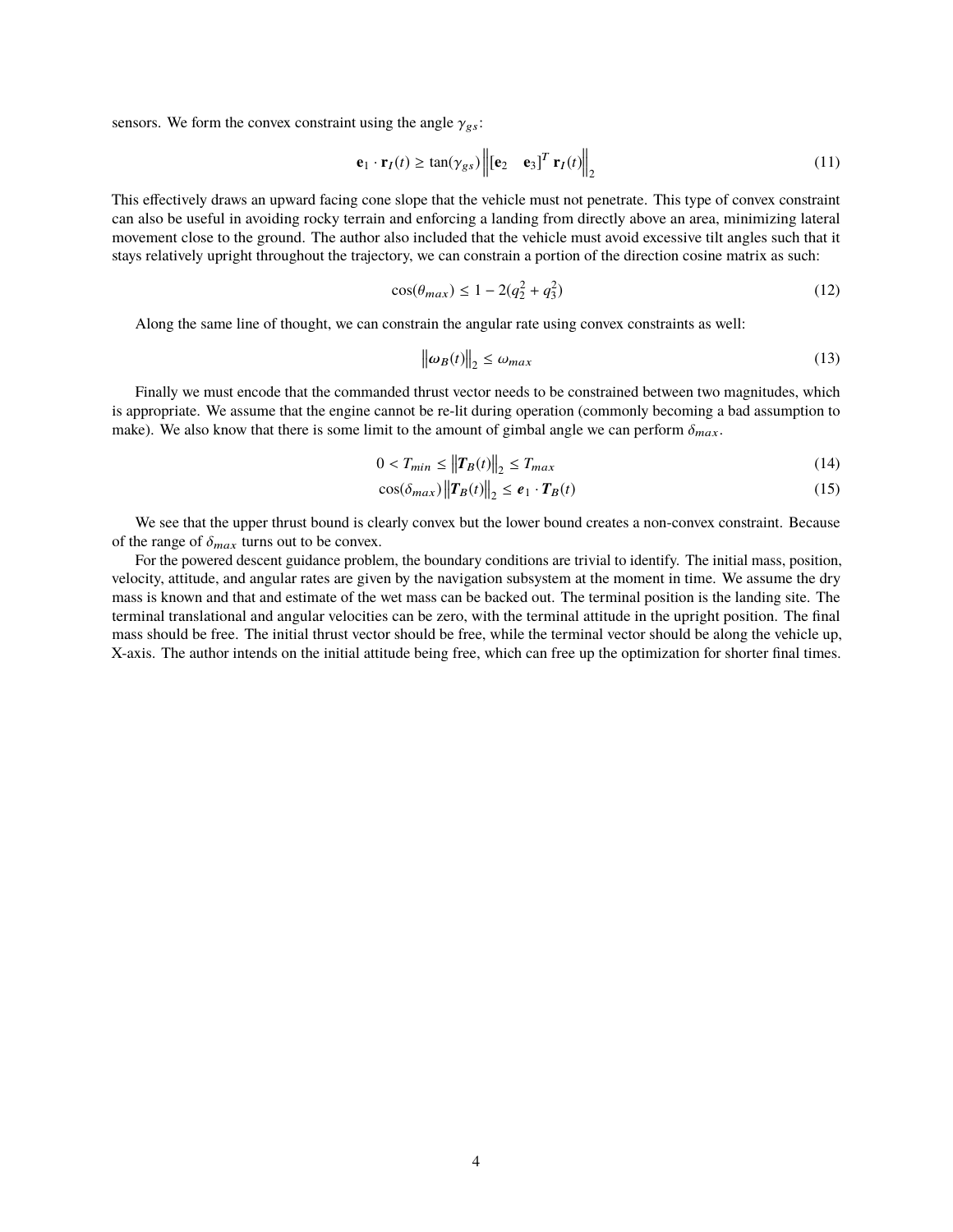sensors. We form the convex constraint using the angle $\gamma_{gs}$:

$$\mathbf{e}_1 \cdot \mathbf{r}_I(t) \geq \tan(\gamma_{gs}) \left\| [\mathbf{e}_2 \quad \mathbf{e}_3]^T \, \mathbf{r}_I(t) \right\|_2 \tag{11}$$

This effectively draws an upward facing cone slope that the vehicle must not penetrate. This type of convex constraint can also be useful in avoiding rocky terrain and enforcing a landing from directly above an area, minimizing lateral movement close to the ground. The author also included that the vehicle must avoid excessive tilt angles such that it stays relatively upright throughout the trajectory, we can constrain a portion of the direction cosine matrix as such:

$$\cos(\theta_{max}) \leq 1 - 2(q_2^2 + q_3^2) \tag{12}$$

Along the same line of thought, we can constrain the angular rate using convex constraints as well:

$$\left\| \boldsymbol{\omega}_B(t) \right\|_2 \leq \omega_{max} \tag{13}$$

Finally we must encode that the commanded thrust vector needs to be constrained between two magnitudes, which is appropriate. We assume that the engine cannot be re-lit during operation (commonly becoming a bad assumption to make). We also know that there is some limit to the amount of gimbal angle we can perform $\delta_{max}$.

$$0 < T_{min} \leq \left\| \boldsymbol{T}_B(t) \right\|_2 \leq T_{max} \tag{14}$$

$$\cos(\delta_{max}) \left\| \boldsymbol{T}_B(t) \right\|_2 \leq \boldsymbol{e}_1 \cdot \boldsymbol{T}_B(t) \tag{15}$$

We see that the upper thrust bound is clearly convex but the lower bound creates a non-convex constraint. Because of the range of $\delta_{max}$ turns out to be convex.

For the powered descent guidance problem, the boundary conditions are trivial to identify. The initial mass, position, velocity, attitude, and angular rates are given by the navigation subsystem at the moment in time. We assume the dry mass is known and that and estimate of the wet mass can be backed out. The terminal position is the landing site. The terminal translational and angular velocities can be zero, with the terminal attitude in the upright position. The final mass should be free. The initial thrust vector should be free, while the terminal vector should be along the vehicle up, X-axis. The author intends on the initial attitude being free, which can free up the optimization for shorter final times.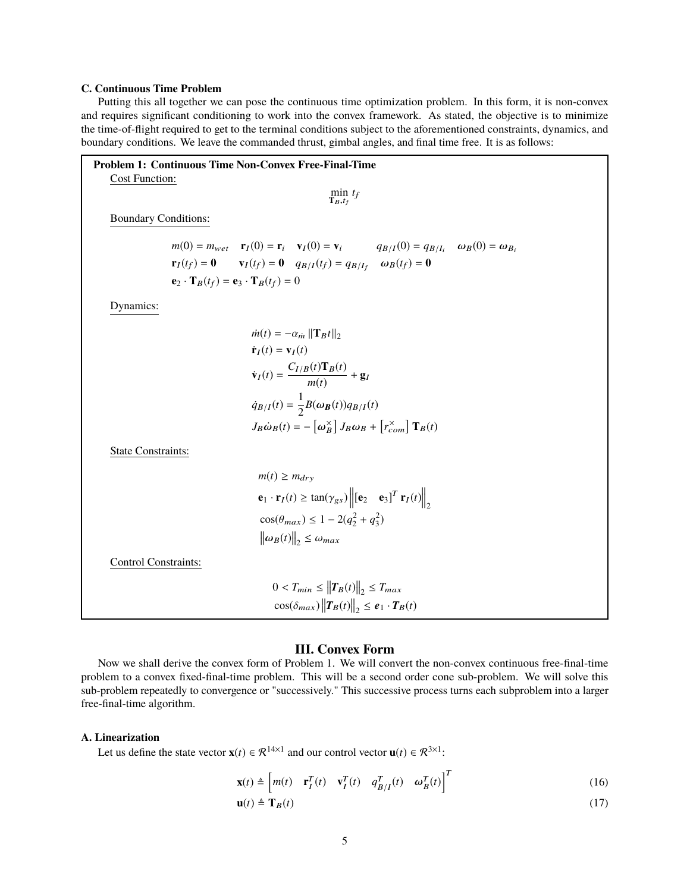### C. Continuous Time Problem

Putting this all together we can pose the continuous time optimization problem. In this form, it is non-convex and requires significant conditioning to work into the convex framework. As stated, the objective is to minimize the time-of-flight required to get to the terminal conditions subject to the aforementioned constraints, dynamics, and boundary conditions. We leave the commanded thrust, gimbal angles, and final time free. It is as follows:

**Problem 1: Continuous Time Non-Convex Free-Final-Time**

Cost Function:

$$\min_{\mathbf{T}_B, t_f} t_f$$

Boundary Conditions:

$$m(0) = m_{wet} \quad \mathbf{r}_I(0) = \mathbf{r}_i \quad \mathbf{v}_I(0) = \mathbf{v}_i \qquad q_{B/I}(0) = q_{B/I_i} \quad \boldsymbol{\omega}_B(0) = \boldsymbol{\omega}_{B_i}$$

$$\mathbf{r}_I(t_f) = \mathbf{0} \qquad \mathbf{v}_I(t_f) = \mathbf{0} \quad q_{B/I}(t_f) = q_{B/I_f} \quad \boldsymbol{\omega}_B(t_f) = \mathbf{0}$$

$$\mathbf{e}_2 \cdot \mathbf{T}_B(t_f) = \mathbf{e}_3 \cdot \mathbf{T}_B(t_f) = 0$$

Dynamics:

$$\dot{m}(t) = -\alpha_{\dot{m}} \left\| \mathbf{T}_B t \right\|_2$$

$$\dot{\mathbf{r}}_I(t) = \mathbf{v}_I(t)$$

$$\dot{\mathbf{v}}_I(t) = \frac{C_{I/B}(t)\mathbf{T}_B(t)}{m(t)} + \mathbf{g}_I$$

$$\dot{q}_{B/I}(t) = \frac{1}{2} B(\boldsymbol{\omega}_{\boldsymbol{B}}(t)) q_{B/I}(t)$$

$$J_B \dot{\omega}_B(t) = -\left[\boldsymbol{\omega}_B^{\times}\right] J_B \boldsymbol{\omega}_B + \left[r_{com}^{\times}\right] \mathbf{T}_B(t)$$

State Constraints:

$$m(t) \geq m_{dry}$$

$$\mathbf{e}_1 \cdot \mathbf{r}_I(t) \geq \tan(\gamma_{gs}) \left\| \begin{bmatrix} \mathbf{e}_2 & \mathbf{e}_3 \end{bmatrix}^T \mathbf{r}_I(t) \right\|_2$$

$$\cos(\theta_{max}) \leq 1 - 2(q_2^2 + q_3^2)$$

$$\left\| \boldsymbol{\omega}_B(t) \right\|_2 \leq \omega_{max}$$

Control Constraints:

$$0 < T_{min} \leq \left\| \boldsymbol{T}_B(t) \right\|_2 \leq T_{max}$$

$$\cos(\delta_{max}) \left\| \boldsymbol{T}_B(t) \right\|_2 \leq \boldsymbol{e}_1 \cdot \boldsymbol{T}_B(t)$$

## III. Convex Form

Now we shall derive the convex form of Problem 1. We will convert the non-convex continuous free-final-time problem to a convex fixed-final-time problem. This will be a second order cone sub-problem. We will solve this sub-problem repeatedly to convergence or "successively." This successive process turns each subproblem into a larger free-final-time algorithm.

### A. Linearization

Let us define the state vector $\mathbf{x}(t) \in \mathcal{R}^{14\times 1}$ and our control vector $\mathbf{u}(t) \in \mathcal{R}^{3\times 1}$:

$$\mathbf{x}(t) \triangleq \begin{bmatrix} m(t) & \mathbf{r}_I^T(t) & \mathbf{v}_I^T(t) & q_{B/I}^T(t) & \boldsymbol{\omega}_B^T(t) \end{bmatrix}^T \tag{16}$$

$$\mathbf{u}(t) \triangleq \mathbf{T}_B(t) \tag{17}$$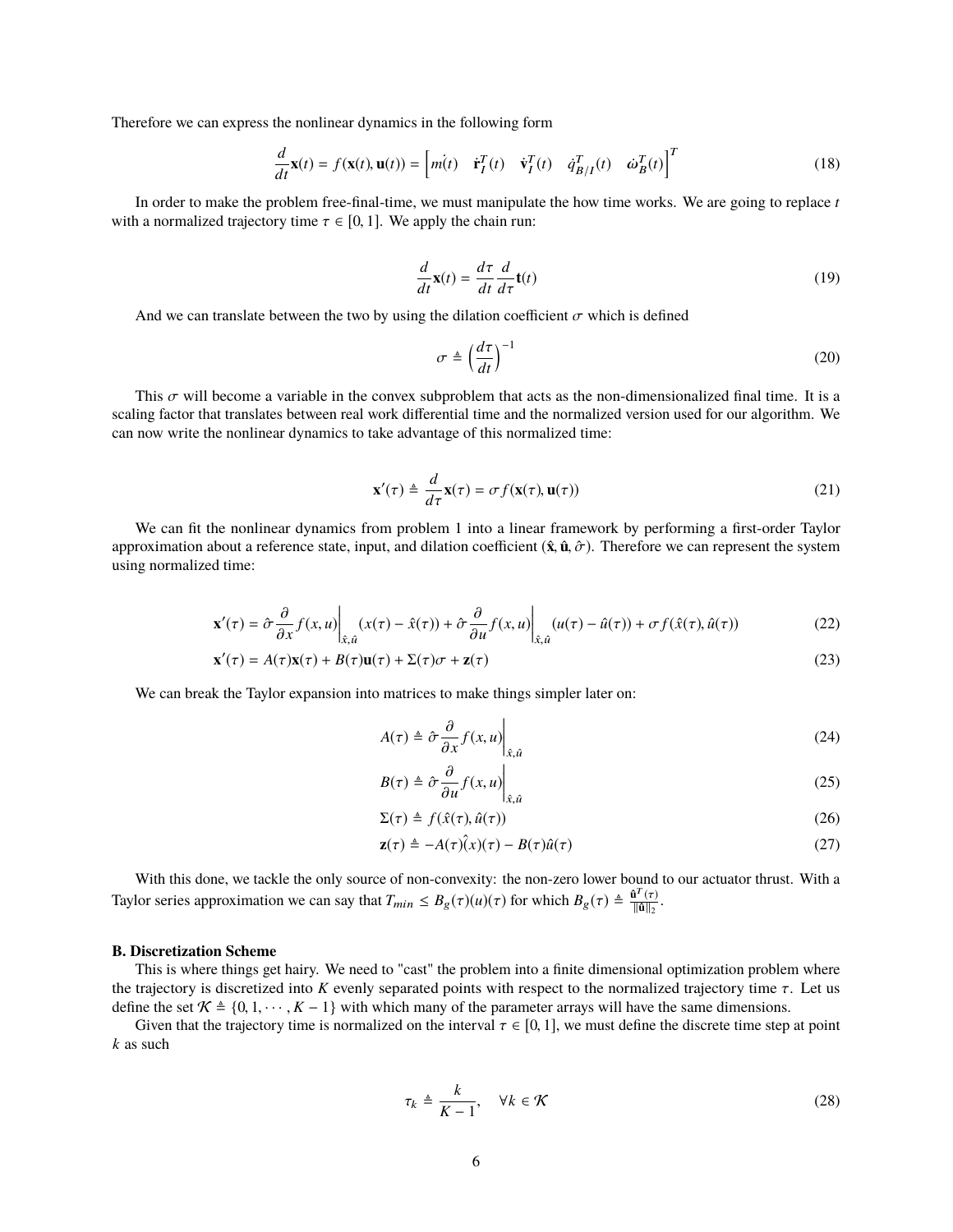Therefore we can express the nonlinear dynamics in the following form

$$\frac{d}{dt}\mathbf{x}(t) = f(\mathbf{x}(t), \mathbf{u}(t)) = \begin{bmatrix} \dot{m(t)} & \dot{\mathbf{r}}_I^T(t) & \dot{\mathbf{v}}_I^T(t) & \dot{q}_{B/I}^T(t) & \dot{\omega}_B^T(t) \end{bmatrix}^T \tag{18}$$

In order to make the problem free-final-time, we must manipulate the how time works. We are going to replace $t$ with a normalized trajectory time $\tau \in [0, 1]$. We apply the chain run:

$$\frac{d}{dt}\mathbf{x}(t) = \frac{d\tau}{dt}\frac{d}{d\tau}\mathbf{t}(t) \tag{19}$$

And we can translate between the two by using the dilation coefficient $\sigma$ which is defined

$$\sigma \triangleq \left(\frac{d\tau}{dt}\right)^{-1} \tag{20}$$

This $\sigma$ will become a variable in the convex subproblem that acts as the non-dimensionalized final time. It is a scaling factor that translates between real work differential time and the normalized version used for our algorithm. We can now write the nonlinear dynamics to take advantage of this normalized time:

$$\mathbf{x}'(\tau) \triangleq \frac{d}{d\tau}\mathbf{x}(\tau) = \sigma f(\mathbf{x}(\tau), \mathbf{u}(\tau)) \tag{21}$$

We can fit the nonlinear dynamics from problem 1 into a linear framework by performing a first-order Taylor approximation about a reference state, input, and dilation coefficient $(\hat{\mathbf{x}}, \hat{\mathbf{u}}, \hat{\sigma})$. Therefore we can represent the system using normalized time:

$$\mathbf{x}'(\tau) = \hat{\sigma}\frac{\partial}{\partial x}f(x,u)\bigg|_{\hat{x},\hat{u}}(x(\tau) - \hat{x}(\tau)) + \hat{\sigma}\frac{\partial}{\partial u}f(x,u)\bigg|_{\hat{x},\hat{u}}(u(\tau) - \hat{u}(\tau)) + \sigma f(\hat{x}(\tau), \hat{u}(\tau)) \tag{22}$$

$$\mathbf{x}'(\tau) = A(\tau)\mathbf{x}(\tau) + B(\tau)\mathbf{u}(\tau) + \Sigma(\tau)\sigma + \mathbf{z}(\tau) \tag{23}$$

We can break the Taylor expansion into matrices to make things simpler later on:

$$A(\tau) \triangleq \hat{\sigma}\frac{\partial}{\partial x}f(x,u)\bigg|_{\hat{x},\hat{u}} \tag{24}$$

$$B(\tau) \triangleq \hat{\sigma}\frac{\partial}{\partial u}f(x,u)\bigg|_{\hat{x},\hat{u}} \tag{25}$$

$$\Sigma(\tau) \triangleq f(\hat{x}(\tau), \hat{u}(\tau)) \tag{26}$$

$$\mathbf{z}(\tau) \triangleq -A(\tau)\hat{(}x)(\tau) - B(\tau)\hat{u}(\tau) \tag{27}$$

With this done, we tackle the only source of non-convexity: the non-zero lower bound to our actuator thrust. With a Taylor series approximation we can say that $T_{min} \leq B_g(\tau)(u)(\tau)$ for which $B_g(\tau) \triangleq \frac{\hat{\mathbf{u}}^T(\tau)}{\|\hat{\mathbf{u}}\|_2}$.

**B. Discretization Scheme**

This is where things get hairy. We need to "cast" the problem into a finite dimensional optimization problem where the trajectory is discretized into $K$ evenly separated points with respect to the normalized trajectory time $\tau$. Let us define the set $\mathcal{K} \triangleq \{0, 1, \cdots, K-1\}$ with which many of the parameter arrays will have the same dimensions.

Given that the trajectory time is normalized on the interval $\tau \in [0, 1]$, we must define the discrete time step at point $k$ as such

$$\tau_k \triangleq \frac{k}{K-1}, \quad \forall k \in \mathcal{K} \tag{28}$$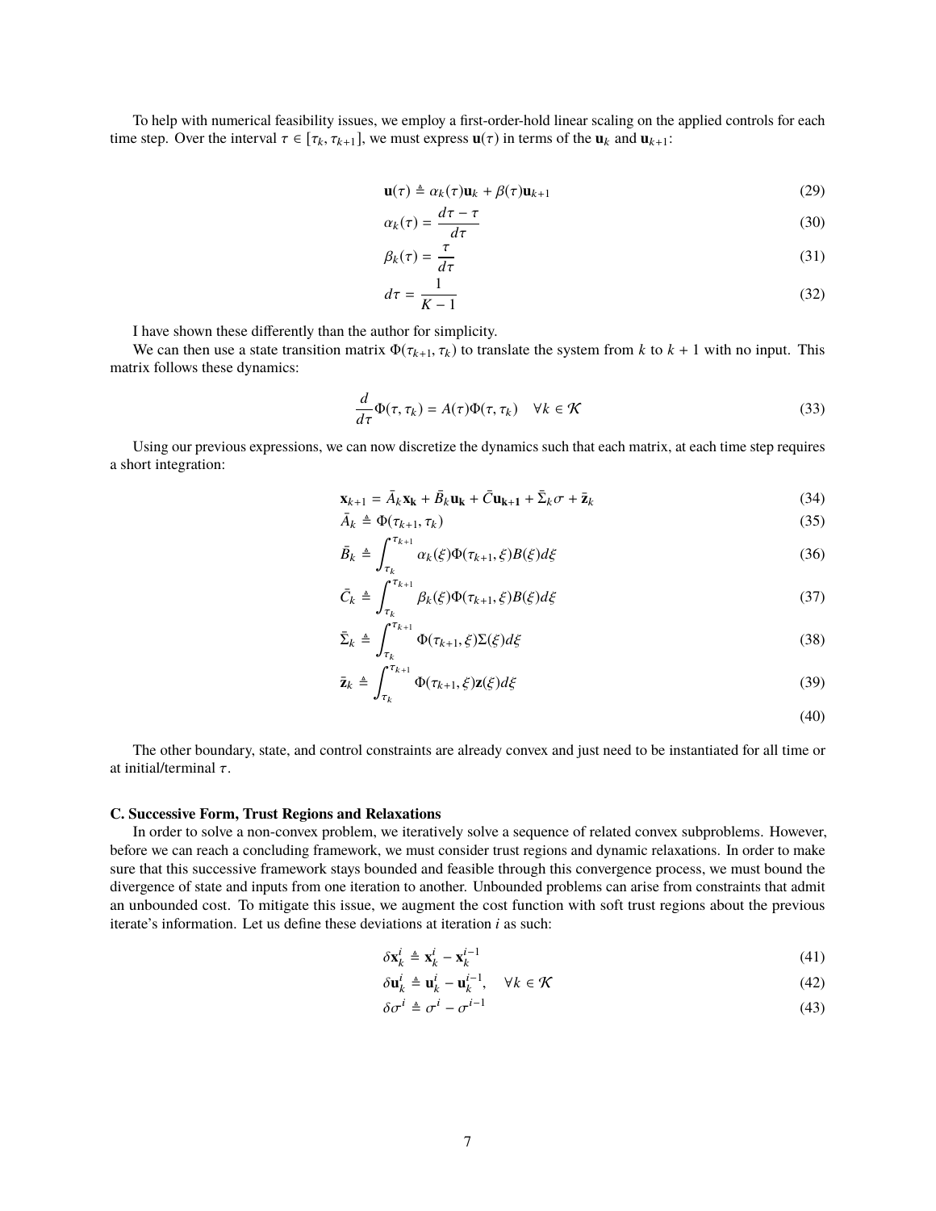To help with numerical feasibility issues, we employ a first-order-hold linear scaling on the applied controls for each time step. Over the interval $\tau \in [\tau_k, \tau_{k+1}]$, we must express $\mathbf{u}(\tau)$ in terms of the $\mathbf{u}_k$ and $\mathbf{u}_{k+1}$:

$$\mathbf{u}(\tau) \triangleq \alpha_k(\tau)\mathbf{u}_k + \beta(\tau)\mathbf{u}_{k+1} \tag{29}$$

$$\alpha_k(\tau) = \frac{d\tau - \tau}{d\tau} \tag{30}$$

$$\beta_k(\tau) = \frac{\tau}{d\tau} \tag{31}$$

$$d\tau = \frac{1}{K-1} \tag{32}$$

I have shown these differently than the author for simplicity.

We can then use a state transition matrix $\Phi(\tau_{k+1}, \tau_k)$ to translate the system from $k$ to $k+1$ with no input. This matrix follows these dynamics:

$$\frac{d}{d\tau}\Phi(\tau, \tau_k) = A(\tau)\Phi(\tau, \tau_k) \quad \forall k \in \mathcal{K} \tag{33}$$

Using our previous expressions, we can now discretize the dynamics such that each matrix, at each time step requires a short integration:

$$\mathbf{x}_{k+1} = \bar{A}_k\mathbf{x_k} + \bar{B}_k\mathbf{u_k} + \bar{C}\mathbf{u_{k+1}} + \bar{\Sigma}_k\sigma + \bar{\mathbf{z}}_k \tag{34}$$

$$\bar{A}_k \triangleq \Phi(\tau_{k+1}, \tau_k) \tag{35}$$

$$\bar{B}_k \triangleq \int_{\tau_k}^{\tau_{k+1}} \alpha_k(\xi)\Phi(\tau_{k+1}, \xi)B(\xi)d\xi \tag{36}$$

$$\bar{C}_k \triangleq \int_{\tau_k}^{\tau_{k+1}} \beta_k(\xi)\Phi(\tau_{k+1}, \xi)B(\xi)d\xi \tag{37}$$

$$\bar{\Sigma}_k \triangleq \int_{\tau_k}^{\tau_{k+1}} \Phi(\tau_{k+1}, \xi)\Sigma(\xi)d\xi \tag{38}$$

$$\bar{\mathbf{z}}_k \triangleq \int_{\tau_k}^{\tau_{k+1}} \Phi(\tau_{k+1}, \xi)\mathbf{z}(\xi)d\xi \tag{39}$$

$$\tag{40}$$

The other boundary, state, and control constraints are already convex and just need to be instantiated for all time or at initial/terminal $\tau$.

### C. Successive Form, Trust Regions and Relaxations

In order to solve a non-convex problem, we iteratively solve a sequence of related convex subproblems. However, before we can reach a concluding framework, we must consider trust regions and dynamic relaxations. In order to make sure that this successive framework stays bounded and feasible through this convergence process, we must bound the divergence of state and inputs from one iteration to another. Unbounded problems can arise from constraints that admit an unbounded cost. To mitigate this issue, we augment the cost function with soft trust regions about the previous iterate's information. Let us define these deviations at iteration $i$ as such:

$$\delta\mathbf{x}_k^i \triangleq \mathbf{x}_k^i - \mathbf{x}_k^{i-1} \tag{41}$$

$$\delta\mathbf{u}_k^i \triangleq \mathbf{u}_k^i - \mathbf{u}_k^{i-1}, \quad \forall k \in \mathcal{K} \tag{42}$$

$$\delta\sigma^i \triangleq \sigma^i - \sigma^{i-1} \tag{43}$$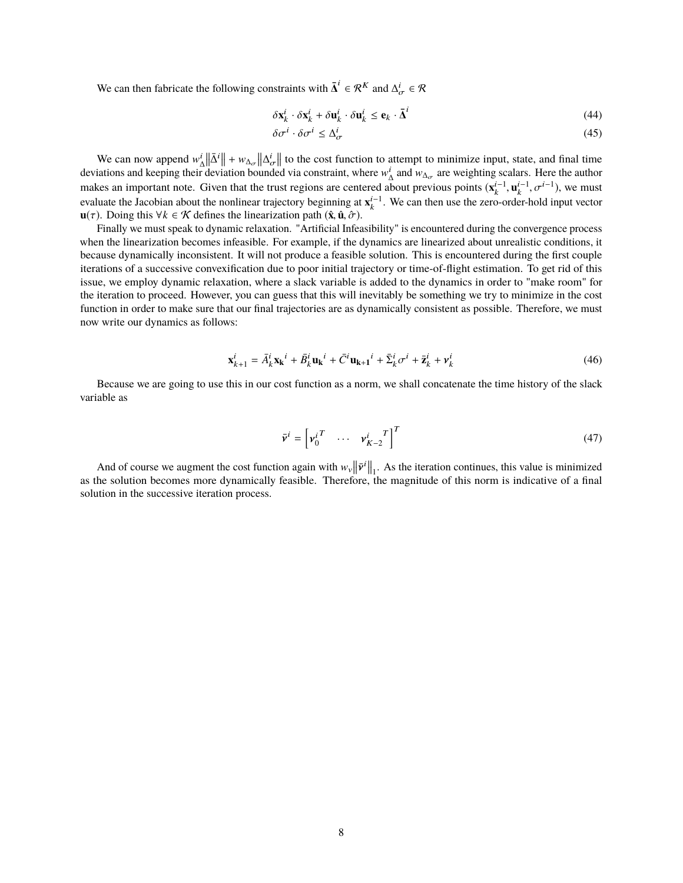We can then fabricate the following constraints with $\bar{\mathbf{\Delta}}^i \in \mathcal{R}^K$ and $\Delta^i_\sigma \in \mathcal{R}$

$$\delta \mathbf{x}^i_k \cdot \delta \mathbf{x}^i_k + \delta \mathbf{u}^i_k \cdot \delta \mathbf{u}^i_k \leq \mathbf{e}_k \cdot \bar{\mathbf{\Delta}}^i \tag{44}$$

$$\delta \sigma^i \cdot \delta \sigma^i \leq \Delta^i_\sigma \tag{45}$$

We can now append $w^i_\Delta \left\|\bar{\Delta}^i\right\| + w_{\Delta_\sigma} \left\|\Delta^i_\sigma\right\|$ to the cost function to attempt to minimize input, state, and final time deviations and keeping their deviation bounded via constraint, where $w^i_\Delta$ and $w_{\Delta_\sigma}$ are weighting scalars. Here the author makes an important note. Given that the trust regions are centered about previous points $(\mathbf{x}^{i-1}_k, \mathbf{u}^{i-1}_k, \sigma^{i-1})$, we must evaluate the Jacobian about the nonlinear trajectory beginning at $\mathbf{x}^{i-1}_k$. We can then use the zero-order-hold input vector $\mathbf{u}(\tau)$. Doing this $\forall k \in \mathcal{K}$ defines the linearization path $(\hat{\mathbf{x}}, \hat{\mathbf{u}}, \hat{\sigma})$.

Finally we must speak to dynamic relaxation. "Artificial Infeasibility" is encountered during the convergence process when the linearization becomes infeasible. For example, if the dynamics are linearized about unrealistic conditions, it because dynamically inconsistent. It will not produce a feasible solution. This is encountered during the first couple iterations of a successive convexification due to poor initial trajectory or time-of-flight estimation. To get rid of this issue, we employ dynamic relaxation, where a slack variable is added to the dynamics in order to "make room" for the iteration to proceed. However, you can guess that this will inevitably be something we try to minimize in the cost function in order to make sure that our final trajectories are as dynamically consistent as possible. Therefore, we must now write our dynamics as follows:

$$\mathbf{x}^i_{k+1} = \bar{A}^i_k \mathbf{x_k}^i + \bar{B}^i_k \mathbf{u_k}^i + \bar{C}^i \mathbf{u_{k+1}}^i + \bar{\Sigma}^i_k \sigma^i + \bar{\mathbf{z}}^i_k + \boldsymbol{\nu}^i_k \tag{46}$$

Because we are going to use this in our cost function as a norm, we shall concatenate the time history of the slack variable as

$$\bar{\boldsymbol{\nu}}^i = \begin{bmatrix} \boldsymbol{\nu}^{i\,T}_0 & \cdots & \boldsymbol{\nu}^{i\;\;T}_{K-2} \end{bmatrix}^T \tag{47}$$

And of course we augment the cost function again with $w_\nu \left\|\bar{\boldsymbol{\nu}}^i\right\|_1$. As the iteration continues, this value is minimized as the solution becomes more dynamically feasible. Therefore, the magnitude of this norm is indicative of a final solution in the successive iteration process.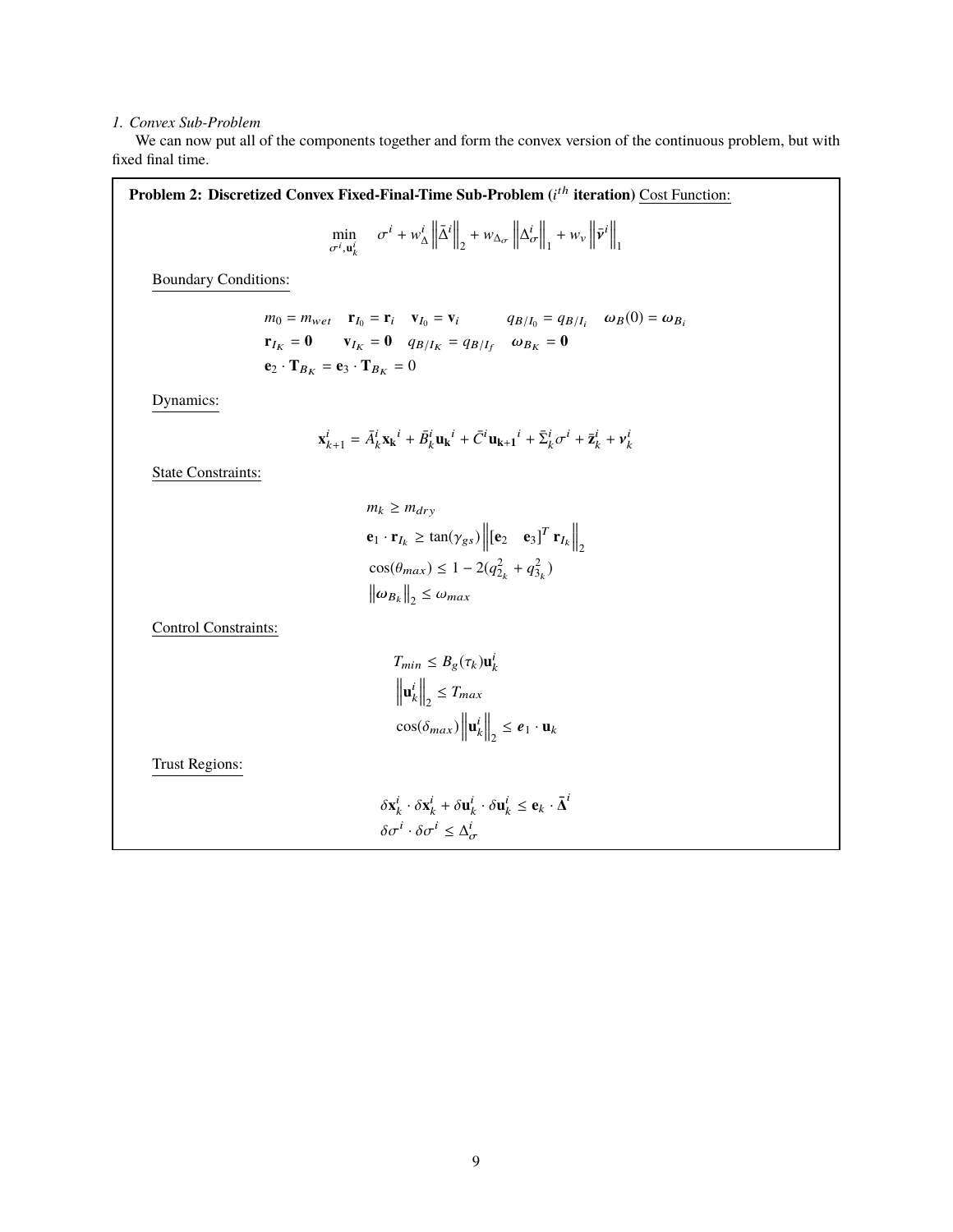*1. Convex Sub-Problem*

We can now put all of the components together and form the convex version of the continuous problem, but with fixed final time.

**Problem 2: Discretized Convex Fixed-Final-Time Sub-Problem ($i^{th}$ iteration)** Cost Function:

$$\min_{\sigma^i, \mathbf{u}_k^i} \quad \sigma^i + w_\Delta^i \left\|\bar{\Delta}^i\right\|_2 + w_{\Delta_\sigma} \left\|\Delta_\sigma^i\right\|_1 + w_\nu \left\|\bar{\nu}^i\right\|_1$$

Boundary Conditions:

$$\begin{aligned}
&m_0 = m_{wet} \quad \mathbf{r}_{I_0} = \mathbf{r}_i \quad \mathbf{v}_{I_0} = \mathbf{v}_i \qquad q_{B/I_0} = q_{B/I_i} \quad \boldsymbol{\omega}_B(0) = \boldsymbol{\omega}_{B_i} \\
&\mathbf{r}_{I_K} = \mathbf{0} \qquad \mathbf{v}_{I_K} = \mathbf{0} \quad q_{B/I_K} = q_{B/I_f} \quad \boldsymbol{\omega}_{B_K} = \mathbf{0} \\
&\mathbf{e}_2 \cdot \mathbf{T}_{B_K} = \mathbf{e}_3 \cdot \mathbf{T}_{B_K} = 0
\end{aligned}$$

Dynamics:

$$\mathbf{x}_{k+1}^i = \bar{A}_k^i \mathbf{x_k}^i + \bar{B}_k^i \mathbf{u_k}^i + \bar{C}^i \mathbf{u_{k+1}}^i + \bar{\Sigma}_k^i \sigma^i + \bar{\mathbf{z}}_k^i + \boldsymbol{\nu}_k^i$$

State Constraints:

$$\begin{aligned}
&m_k \geq m_{dry} \\
&\mathbf{e}_1 \cdot \mathbf{r}_{I_k} \geq \tan(\gamma_{gs}) \left\| [\mathbf{e}_2 \quad \mathbf{e}_3]^T \, \mathbf{r}_{I_k} \right\|_2 \\
&\cos(\theta_{max}) \leq 1 - 2(q_{2_k}^2 + q_{3_k}^2) \\
&\left\|\boldsymbol{\omega}_{B_k}\right\|_2 \leq \omega_{max}
\end{aligned}$$

Control Constraints:

$$\begin{aligned}
&T_{min} \leq B_g(\tau_k)\mathbf{u}_k^i \\
&\left\|\mathbf{u}_k^i\right\|_2 \leq T_{max} \\
&\cos(\delta_{max}) \left\|\mathbf{u}_k^i\right\|_2 \leq \boldsymbol{e}_1 \cdot \mathbf{u}_k
\end{aligned}$$

Trust Regions:

$$\begin{aligned}
&\delta \mathbf{x}_k^i \cdot \delta \mathbf{x}_k^i + \delta \mathbf{u}_k^i \cdot \delta \mathbf{u}_k^i \leq \mathbf{e}_k \cdot \bar{\boldsymbol{\Delta}}^i \\
&\delta \sigma^i \cdot \delta \sigma^i \leq \Delta_\sigma^i
\end{aligned}$$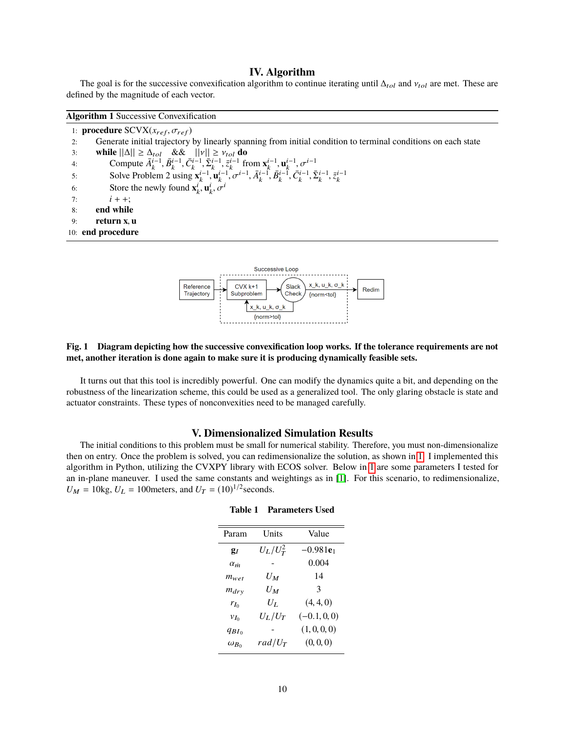## IV. Algorithm

The goal is for the successive convexification algorithm to continue iterating until $\Delta_{tol}$ and $\nu_{tol}$ are met. These are defined by the magnitude of each vector.

**Algorithm 1** Successive Convexification

```
1: procedure SCVX(x_ref, σ_ref)
2:     Generate initial trajectory by linearly spanning from initial condition to terminal conditions on each state
3:     while ||Δ|| ≥ Δ_tol && ||ν|| ≥ ν_tol do
4:         Compute Ā_k^{i-1}, B̄_k^{i-1}, C̄_k^{i-1}, Σ̄_k^{i-1}, z̄_k^{i-1} from x_k^{i-1}, u_k^{i-1}, σ^{i-1}
5:         Solve Problem 2 using x_k^{i-1}, u_k^{i-1}, σ^{i-1}, Ā_k^{i-1}, B̄_k^{i-1}, C̄_k^{i-1}, Σ̄_k^{i-1}, z̄_k^{i-1}
6:         Store the newly found x_k^i, u_k^i, σ^i
7:         i++;
8:     end while
9:     return x, u
10: end procedure
```

**Fig. 1 Diagram depicting how the successive convexification loop works. If the tolerance requirements are not met, another iteration is done again to make sure it is producing dynamically feasible sets.**

It turns out that this tool is incredibly powerful. One can modify the dynamics quite a bit, and depending on the robustness of the linearization scheme, this could be used as a generalized tool. The only glaring obstacle is state and actuator constraints. These types of nonconvexities need to be managed carefully.

## V. Dimensionalized Simulation Results

The initial conditions to this problem must be small for numerical stability. Therefore, you must non-dimensionalize then on entry. Once the problem is solved, you can redimensionalize the solution, as shown in 1. I implemented this algorithm in Python, utilizing the CVXPY library with ECOS solver. Below in 1 are some parameters I tested for an in-plane maneuver. I used the same constants and weightings as in [1]. For this scenario, to redimensionalize, $U_M$ = 10kg, $U_L$ = 100meters, and $U_T = (10)^{1/2}$seconds.

**Table 1 Parameters Used**

| Param | Units | Value |
|---|---|---|
| $\mathbf{g}_I$ | $U_L/U_T^2$ | $-0.981\mathbf{e}_1$ |
| $\alpha_{\dot{m}}$ | - | 0.004 |
| $m_{wet}$ | $U_M$ | 14 |
| $m_{dry}$ | $U_M$ | 3 |
| $r_{I_0}$ | $U_L$ | (4, 4, 0) |
| $v_{I_0}$ | $U_L/U_T$ | (−0.1, 0, 0) |
| $q_{BI_0}$ | - | (1, 0, 0, 0) |
| $\omega_{B_0}$ | $rad/U_T$ | (0, 0, 0) |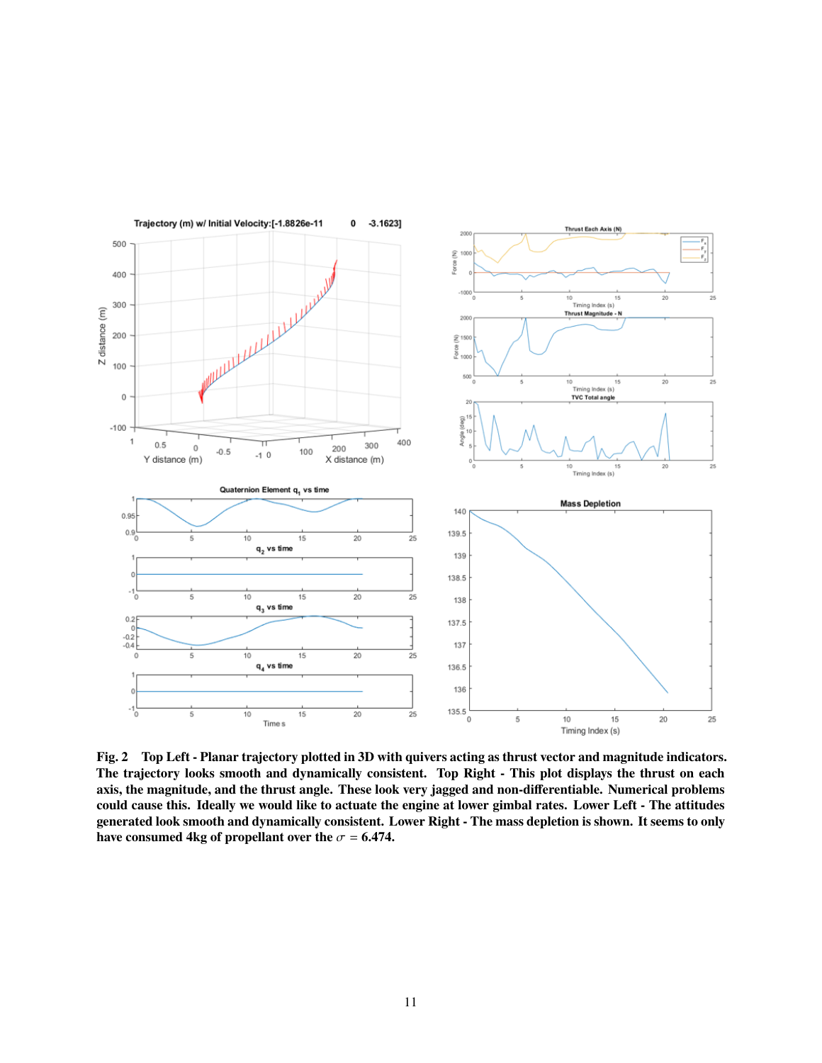**Fig. 2 Top Left - Planar trajectory plotted in 3D with quivers acting as thrust vector and magnitude indicators. The trajectory looks smooth and dynamically consistent. Top Right - This plot displays the thrust on each axis, the magnitude, and the thrust angle. These look very jagged and non-differentiable. Numerical problems could cause this. Ideally we would like to actuate the engine at lower gimbal rates. Lower Left - The attitudes generated look smooth and dynamically consistent. Lower Right - The mass depletion is shown. It seems to only have consumed 4kg of propellant over the $\sigma$ = 6.474.**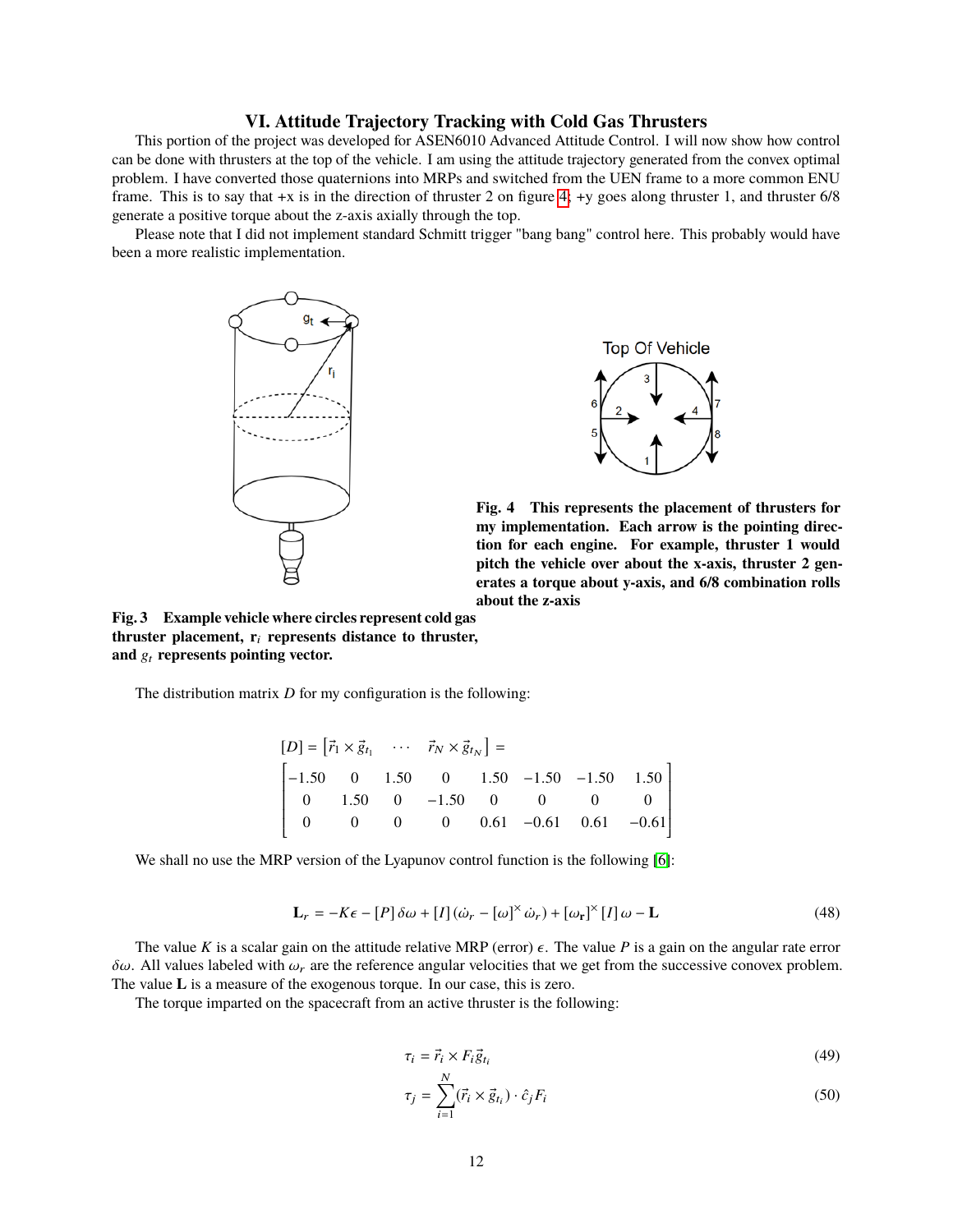## VI. Attitude Trajectory Tracking with Cold Gas Thrusters

This portion of the project was developed for ASEN6010 Advanced Attitude Control. I will now show how control can be done with thrusters at the top of the vehicle. I am using the attitude trajectory generated from the convex optimal problem. I have converted those quaternions into MRPs and switched from the UEN frame to a more common ENU frame. This is to say that +x is in the direction of thruster 2 on figure 4; +y goes along thruster 1, and thruster 6/8 generate a positive torque about the z-axis axially through the top.

Please note that I did not implement standard Schmitt trigger "bang bang" control here. This probably would have been a more realistic implementation.

**Fig. 3 Example vehicle where circles represent cold gas thruster placement, $\mathbf{r}_i$ represents distance to thruster, and $g_t$ represents pointing vector.**

**Fig. 4 This represents the placement of thrusters for my implementation. Each arrow is the pointing direction for each engine. For example, thruster 1 would pitch the vehicle over about the x-axis, thruster 2 generates a torque about y-axis, and 6/8 combination rolls about the z-axis**

The distribution matrix $D$ for my configuration is the following:

$$
[D] = \begin{bmatrix} \vec{r}_1 \times \vec{g}_{t_1} & \cdots & \vec{r}_N \times \vec{g}_{t_N} \end{bmatrix} =
$$

$$
\begin{bmatrix} -1.50 & 0 & 1.50 & 0 & 1.50 & -1.50 & -1.50 & 1.50 \\ 0 & 1.50 & 0 & -1.50 & 0 & 0 & 0 & 0 \\ 0 & 0 & 0 & 0 & 0.61 & -0.61 & 0.61 & -0.61 \end{bmatrix}
$$

We shall no use the MRP version of the Lyapunov control function is the following [6]:

$$
\mathbf{L}_r = -K\epsilon - [P]\,\delta\omega + [I]\,(\dot{\omega}_r - [\omega]^{\times}\,\dot{\omega}_r) + [\omega_\mathbf{r}]^{\times}\,[I]\,\omega - \mathbf{L} \tag{48}
$$

The value $K$ is a scalar gain on the attitude relative MRP (error) $\epsilon$. The value $P$ is a gain on the angular rate error $\delta\omega$. All values labeled with $\omega_r$ are the reference angular velocities that we get from the successive conovex problem. The value $\mathbf{L}$ is a measure of the exogenous torque. In our case, this is zero.

The torque imparted on the spacecraft from an active thruster is the following:

$$
\tau_i = \vec{r}_i \times F_i \vec{g}_{t_i} \tag{49}
$$

$$
\tau_j = \sum_{i=1}^{N} (\vec{r}_i \times \vec{g}_{t_i}) \cdot \hat{c}_j F_i \tag{50}
$$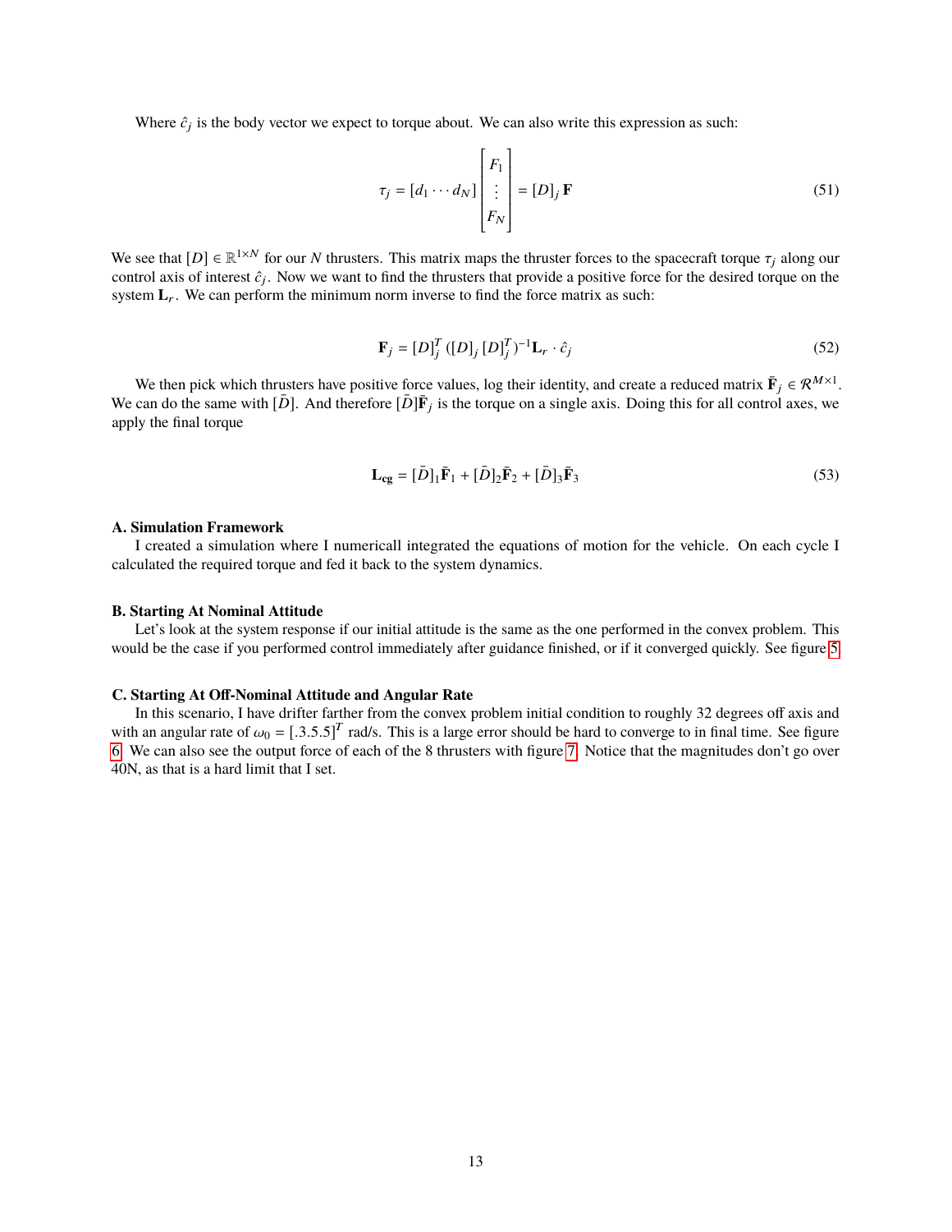Where $\hat{c}_j$ is the body vector we expect to torque about. We can also write this expression as such:

$$\tau_j = [d_1 \cdots d_N] \begin{bmatrix} F_1 \\ \vdots \\ F_N \end{bmatrix} = [D]_j \, \mathbf{F} \tag{51}$$

We see that $[D] \in \mathbb{R}^{1 \times N}$ for our $N$ thrusters. This matrix maps the thruster forces to the spacecraft torque $\tau_j$ along our control axis of interest $\hat{c}_j$. Now we want to find the thrusters that provide a positive force for the desired torque on the system $\mathbf{L}_r$. We can perform the minimum norm inverse to find the force matrix as such:

$$\mathbf{F}_j = [D]_j^T \, ([D]_j \, [D]_j^T)^{-1} \mathbf{L}_r \cdot \hat{c}_j \tag{52}$$

We then pick which thrusters have positive force values, log their identity, and create a reduced matrix $\bar{\mathbf{F}}_j \in \mathcal{R}^{M \times 1}$. We can do the same with $[\bar{D}]$. And therefore $[\bar{D}]\bar{\mathbf{F}}_j$ is the torque on a single axis. Doing this for all control axes, we apply the final torque

$$\mathbf{L_{cg}} = [\bar{D}]_1 \bar{\mathbf{F}}_1 + [\bar{D}]_2 \bar{\mathbf{F}}_2 + [\bar{D}]_3 \bar{\mathbf{F}}_3 \tag{53}$$

### A. Simulation Framework

I created a simulation where I numericall integrated the equations of motion for the vehicle. On each cycle I calculated the required torque and fed it back to the system dynamics.

### B. Starting At Nominal Attitude

Let's look at the system response if our initial attitude is the same as the one performed in the convex problem. This would be the case if you performed control immediately after guidance finished, or if it converged quickly. See figure 5.

### C. Starting At Off-Nominal Attitude and Angular Rate

In this scenario, I have drifter farther from the convex problem initial condition to roughly 32 degrees off axis and with an angular rate of $\omega_0 = [.3 .5 .5]^T$ rad/s. This is a large error should be hard to converge to in final time. See figure 6. We can also see the output force of each of the 8 thrusters with figure 7. Notice that the magnitudes don't go over 40N, as that is a hard limit that I set.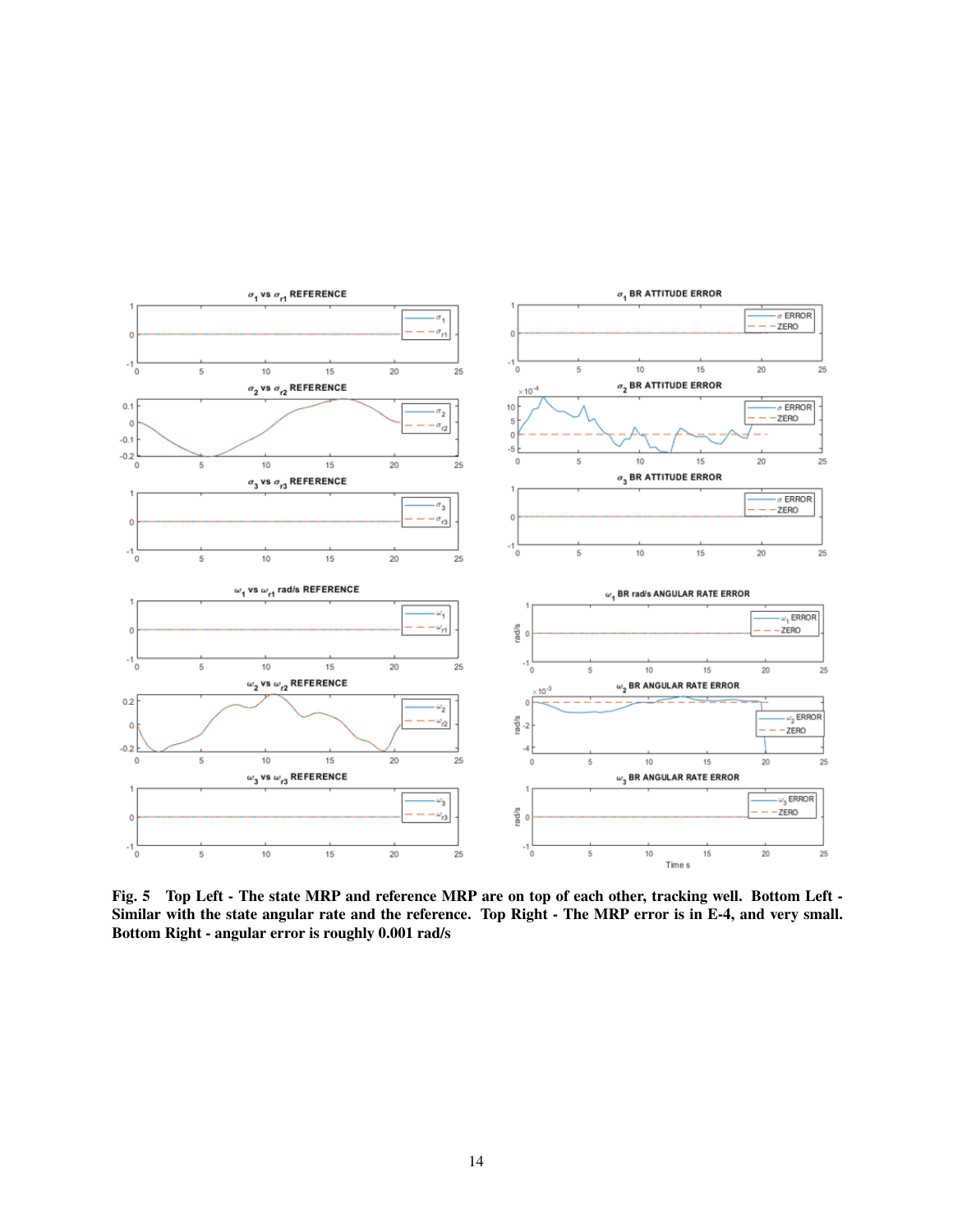Fig. 5 Top Left - The state MRP and reference MRP are on top of each other, tracking well. Bottom Left - Similar with the state angular rate and the reference. Top Right - The MRP error is in E-4, and very small. Bottom Right - angular error is roughly 0.001 rad/s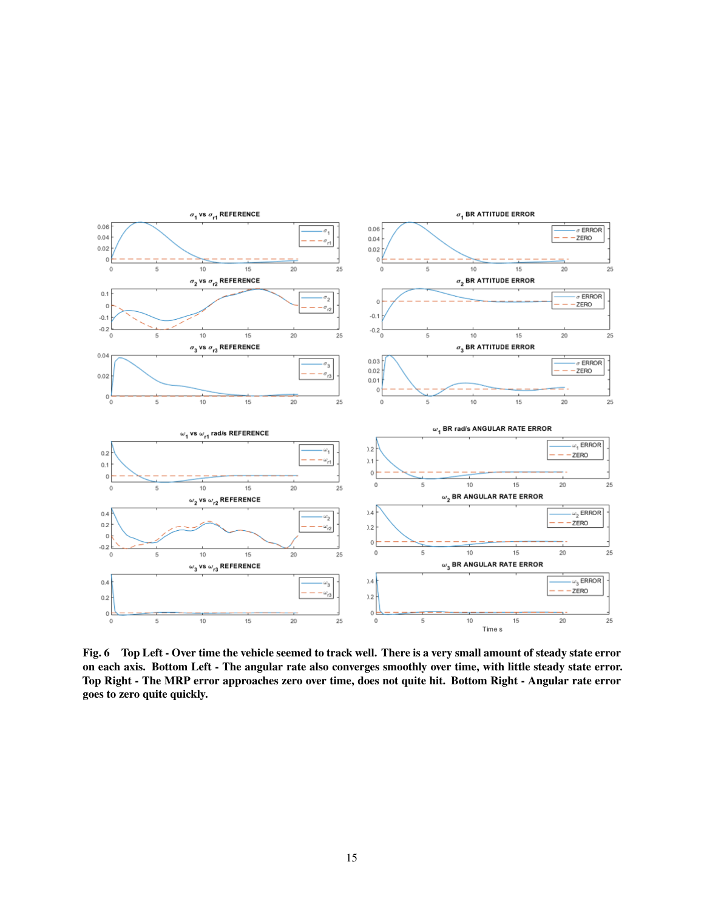**Fig. 6 Top Left - Over time the vehicle seemed to track well. There is a very small amount of steady state error on each axis. Bottom Left - The angular rate also converges smoothly over time, with little steady state error. Top Right - The MRP error approaches zero over time, does not quite hit. Bottom Right - Angular rate error goes to zero quite quickly.**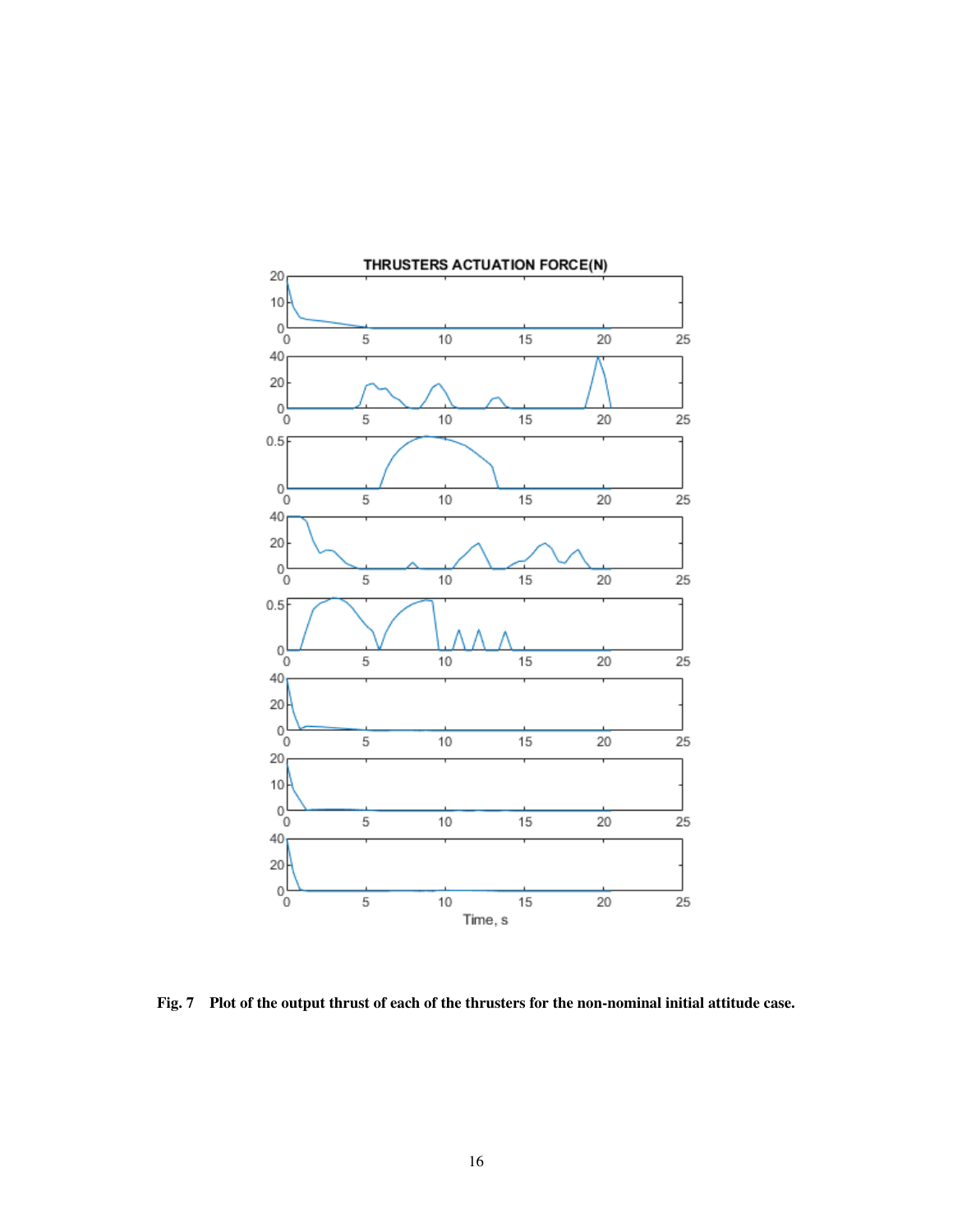**Fig. 7 Plot of the output thrust of each of the thrusters for the non-nominal initial attitude case.**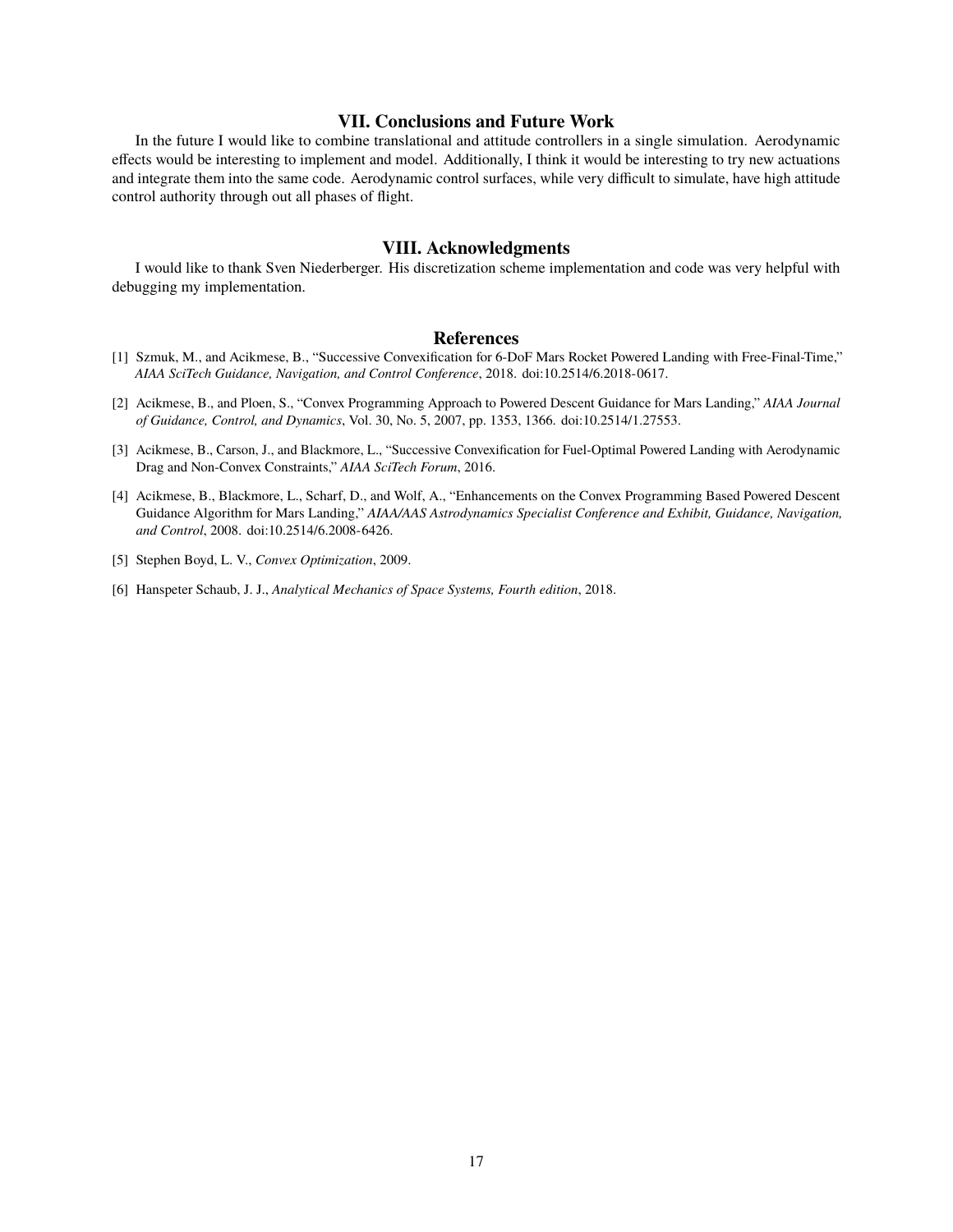## VII. Conclusions and Future Work

In the future I would like to combine translational and attitude controllers in a single simulation. Aerodynamic effects would be interesting to implement and model. Additionally, I think it would be interesting to try new actuations and integrate them into the same code. Aerodynamic control surfaces, while very difficult to simulate, have high attitude control authority through out all phases of flight.

## VIII. Acknowledgments

I would like to thank Sven Niederberger. His discretization scheme implementation and code was very helpful with debugging my implementation.

## References

[1] Szmuk, M., and Acikmese, B., "Successive Convexification for 6-DoF Mars Rocket Powered Landing with Free-Final-Time," *AIAA SciTech Guidance, Navigation, and Control Conference*, 2018. doi:10.2514/6.2018-0617.

[2] Acikmese, B., and Ploen, S., "Convex Programming Approach to Powered Descent Guidance for Mars Landing," *AIAA Journal of Guidance, Control, and Dynamics*, Vol. 30, No. 5, 2007, pp. 1353, 1366. doi:10.2514/1.27553.

[3] Acikmese, B., Carson, J., and Blackmore, L., "Successive Convexification for Fuel-Optimal Powered Landing with Aerodynamic Drag and Non-Convex Constraints," *AIAA SciTech Forum*, 2016.

[4] Acikmese, B., Blackmore, L., Scharf, D., and Wolf, A., "Enhancements on the Convex Programming Based Powered Descent Guidance Algorithm for Mars Landing," *AIAA/AAS Astrodynamics Specialist Conference and Exhibit, Guidance, Navigation, and Control*, 2008. doi:10.2514/6.2008-6426.

[5] Stephen Boyd, L. V., *Convex Optimization*, 2009.

[6] Hanspeter Schaub, J. J., *Analytical Mechanics of Space Systems, Fourth edition*, 2018.